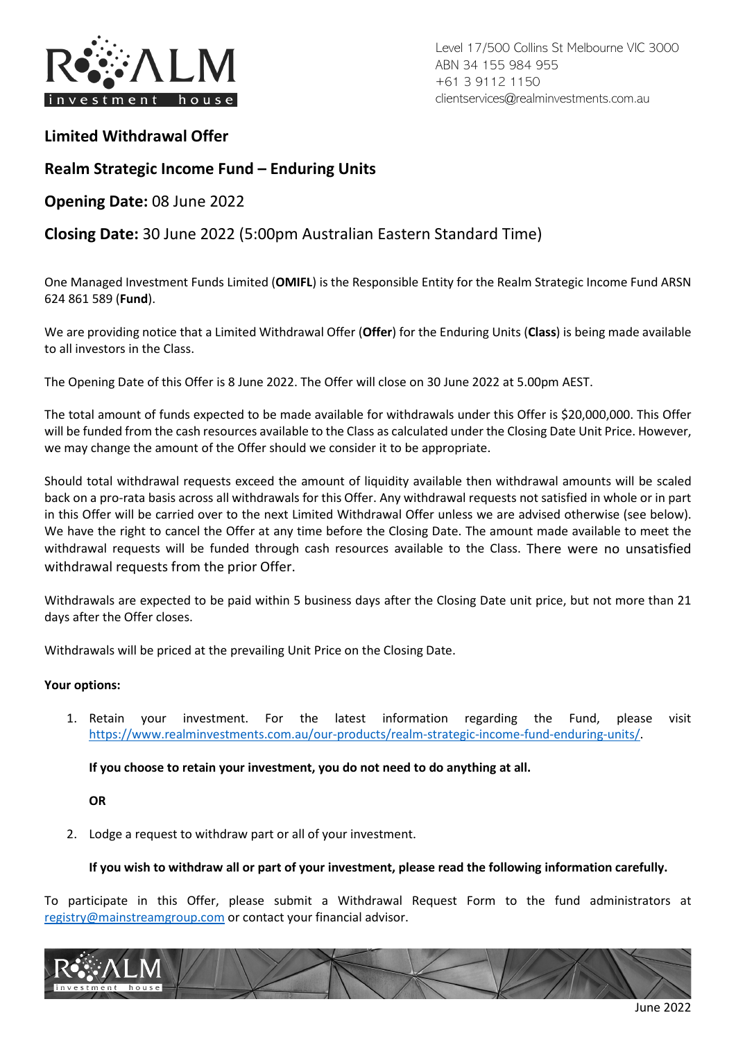Level 17/500 Collins St Melbourne VIC 3000
ABN 34 155 984 955
+61 3 9112 1150
clientservices@realminvestments.com.au

## Limited Withdrawal Offer

## Realm Strategic Income Fund – Enduring Units

## **Opening Date:** 08 June 2022

## **Closing Date:** 30 June 2022 (5:00pm Australian Eastern Standard Time)

One Managed Investment Funds Limited (**OMIFL**) is the Responsible Entity for the Realm Strategic Income Fund ARSN 624 861 589 (**Fund**).

We are providing notice that a Limited Withdrawal Offer (**Offer**) for the Enduring Units (**Class**) is being made available to all investors in the Class.

The Opening Date of this Offer is 8 June 2022. The Offer will close on 30 June 2022 at 5.00pm AEST.

The total amount of funds expected to be made available for withdrawals under this Offer is $20,000,000. This Offer will be funded from the cash resources available to the Class as calculated under the Closing Date Unit Price. However, we may change the amount of the Offer should we consider it to be appropriate.

Should total withdrawal requests exceed the amount of liquidity available then withdrawal amounts will be scaled back on a pro-rata basis across all withdrawals for this Offer. Any withdrawal requests not satisfied in whole or in part in this Offer will be carried over to the next Limited Withdrawal Offer unless we are advised otherwise (see below). We have the right to cancel the Offer at any time before the Closing Date. The amount made available to meet the withdrawal requests will be funded through cash resources available to the Class. There were no unsatisfied withdrawal requests from the prior Offer.

Withdrawals are expected to be paid within 5 business days after the Closing Date unit price, but not more than 21 days after the Offer closes.

Withdrawals will be priced at the prevailing Unit Price on the Closing Date.

**Your options:**

1. Retain your investment. For the latest information regarding the Fund, please visit https://www.realminvestments.com.au/our-products/realm-strategic-income-fund-enduring-units/.

   **If you choose to retain your investment, you do not need to do anything at all.**

   **OR**

2. Lodge a request to withdraw part or all of your investment.

   **If you wish to withdraw all or part of your investment, please read the following information carefully.**

To participate in this Offer, please submit a Withdrawal Request Form to the fund administrators at registry@mainstreamgroup.com or contact your financial advisor.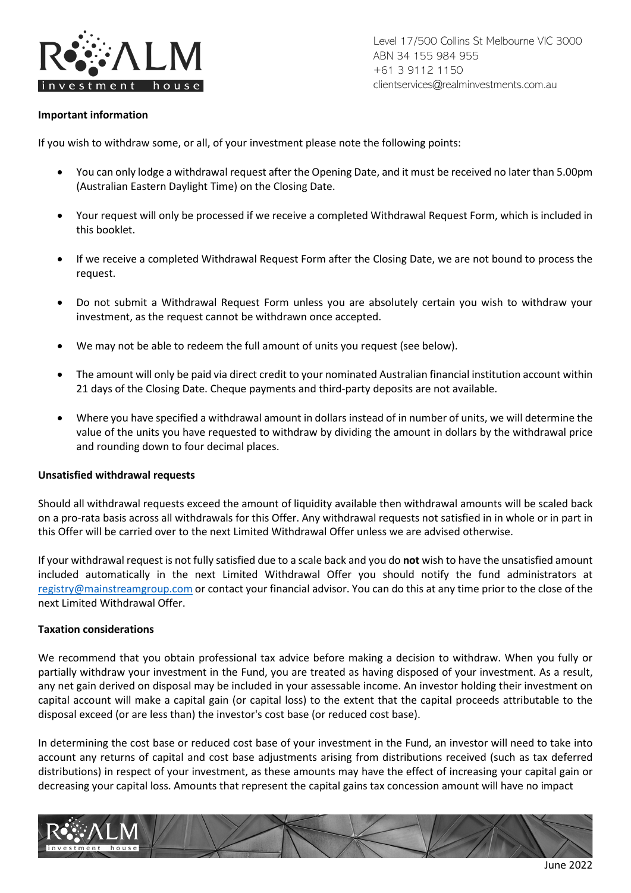**Important information**

If you wish to withdraw some, or all, of your investment please note the following points:

- You can only lodge a withdrawal request after the Opening Date, and it must be received no later than 5.00pm (Australian Eastern Daylight Time) on the Closing Date.
- Your request will only be processed if we receive a completed Withdrawal Request Form, which is included in this booklet.
- If we receive a completed Withdrawal Request Form after the Closing Date, we are not bound to process the request.
- Do not submit a Withdrawal Request Form unless you are absolutely certain you wish to withdraw your investment, as the request cannot be withdrawn once accepted.
- We may not be able to redeem the full amount of units you request (see below).
- The amount will only be paid via direct credit to your nominated Australian financial institution account within 21 days of the Closing Date. Cheque payments and third-party deposits are not available.
- Where you have specified a withdrawal amount in dollars instead of in number of units, we will determine the value of the units you have requested to withdraw by dividing the amount in dollars by the withdrawal price and rounding down to four decimal places.

**Unsatisfied withdrawal requests**

Should all withdrawal requests exceed the amount of liquidity available then withdrawal amounts will be scaled back on a pro-rata basis across all withdrawals for this Offer. Any withdrawal requests not satisfied in in whole or in part in this Offer will be carried over to the next Limited Withdrawal Offer unless we are advised otherwise.

If your withdrawal request is not fully satisfied due to a scale back and you do **not** wish to have the unsatisfied amount included automatically in the next Limited Withdrawal Offer you should notify the fund administrators at registry@mainstreamgroup.com or contact your financial advisor. You can do this at any time prior to the close of the next Limited Withdrawal Offer.

**Taxation considerations**

We recommend that you obtain professional tax advice before making a decision to withdraw. When you fully or partially withdraw your investment in the Fund, you are treated as having disposed of your investment. As a result, any net gain derived on disposal may be included in your assessable income. An investor holding their investment on capital account will make a capital gain (or capital loss) to the extent that the capital proceeds attributable to the disposal exceed (or are less than) the investor's cost base (or reduced cost base).

In determining the cost base or reduced cost base of your investment in the Fund, an investor will need to take into account any returns of capital and cost base adjustments arising from distributions received (such as tax deferred distributions) in respect of your investment, as these amounts may have the effect of increasing your capital gain or decreasing your capital loss. Amounts that represent the capital gains tax concession amount will have no impact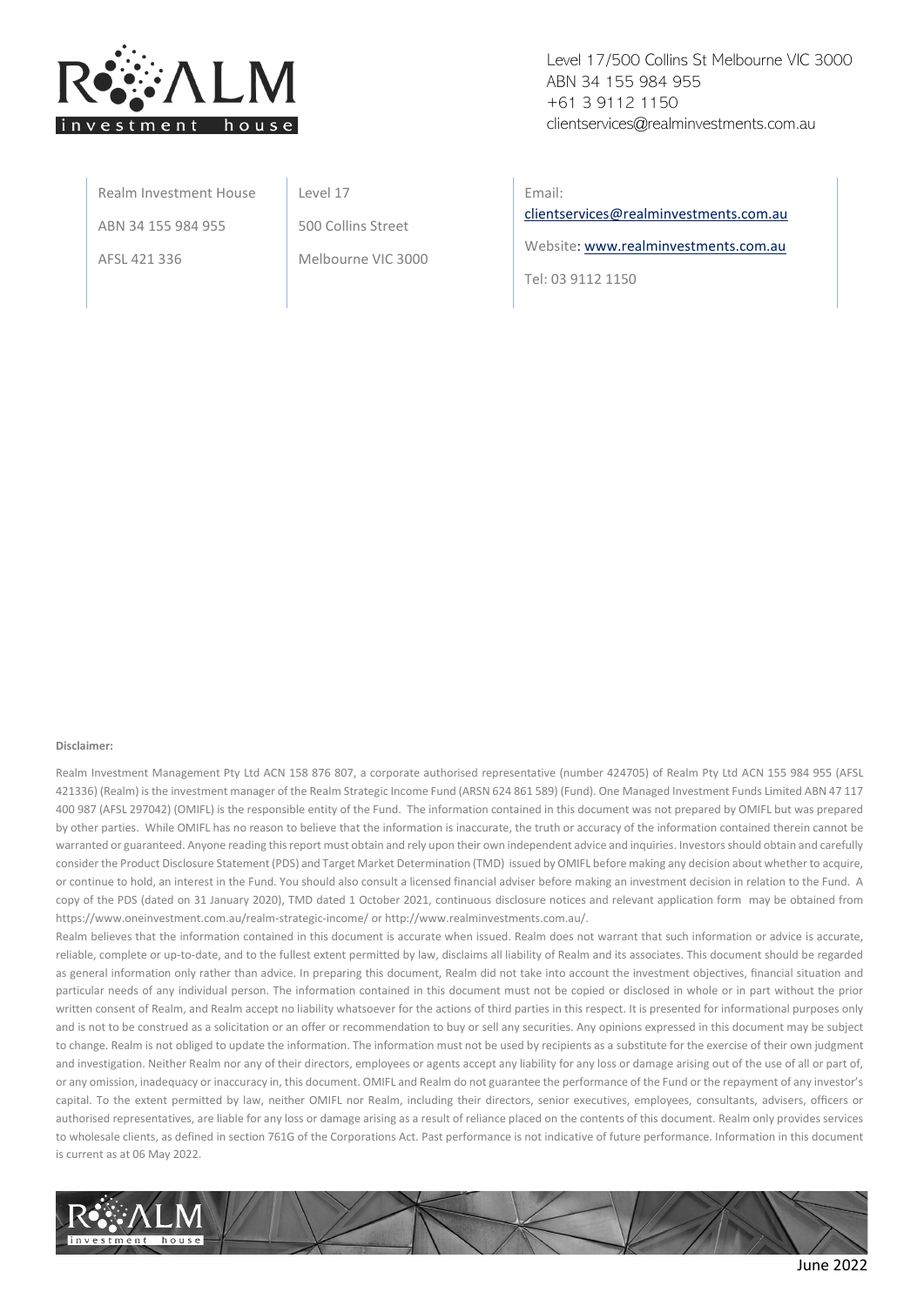Level 17/500 Collins St Melbourne VIC 3000
ABN 34 155 984 955
+61 3 9112 1150
clientservices@realminvestments.com.au

| Realm Investment House | Level 17 | Email: clientservices@realminvestments.com.au |
| --- | --- | --- |
| ABN 34 155 984 955 | 500 Collins Street | Website: www.realminvestments.com.au |
| AFSL 421 336 | Melbourne VIC 3000 | Tel: 03 9112 1150 |

**Disclaimer:**

Realm Investment Management Pty Ltd ACN 158 876 807, a corporate authorised representative (number 424705) of Realm Pty Ltd ACN 155 984 955 (AFSL 421336) (Realm) is the investment manager of the Realm Strategic Income Fund (ARSN 624 861 589) (Fund). One Managed Investment Funds Limited ABN 47 117 400 987 (AFSL 297042) (OMIFL) is the responsible entity of the Fund. The information contained in this document was not prepared by OMIFL but was prepared by other parties. While OMIFL has no reason to believe that the information is inaccurate, the truth or accuracy of the information contained therein cannot be warranted or guaranteed. Anyone reading this report must obtain and rely upon their own independent advice and inquiries. Investors should obtain and carefully consider the Product Disclosure Statement (PDS) and Target Market Determination (TMD) issued by OMIFL before making any decision about whether to acquire, or continue to hold, an interest in the Fund. You should also consult a licensed financial adviser before making an investment decision in relation to the Fund. A copy of the PDS (dated on 31 January 2020), TMD dated 1 October 2021, continuous disclosure notices and relevant application form may be obtained from https://www.oneinvestment.com.au/realm-strategic-income/ or http://www.realminvestments.com.au/.

Realm believes that the information contained in this document is accurate when issued. Realm does not warrant that such information or advice is accurate, reliable, complete or up-to-date, and to the fullest extent permitted by law, disclaims all liability of Realm and its associates. This document should be regarded as general information only rather than advice. In preparing this document, Realm did not take into account the investment objectives, financial situation and particular needs of any individual person. The information contained in this document must not be copied or disclosed in whole or in part without the prior written consent of Realm, and Realm accept no liability whatsoever for the actions of third parties in this respect. It is presented for informational purposes only and is not to be construed as a solicitation or an offer or recommendation to buy or sell any securities. Any opinions expressed in this document may be subject to change. Realm is not obliged to update the information. The information must not be used by recipients as a substitute for the exercise of their own judgment and investigation. Neither Realm nor any of their directors, employees or agents accept any liability for any loss or damage arising out of the use of all or part of, or any omission, inadequacy or inaccuracy in, this document. OMIFL and Realm do not guarantee the performance of the Fund or the repayment of any investor's capital. To the extent permitted by law, neither OMIFL nor Realm, including their directors, senior executives, employees, consultants, advisers, officers or authorised representatives, are liable for any loss or damage arising as a result of reliance placed on the contents of this document. Realm only provides services to wholesale clients, as defined in section 761G of the Corporations Act. Past performance is not indicative of future performance. Information in this document is current as at 06 May 2022.

June 2022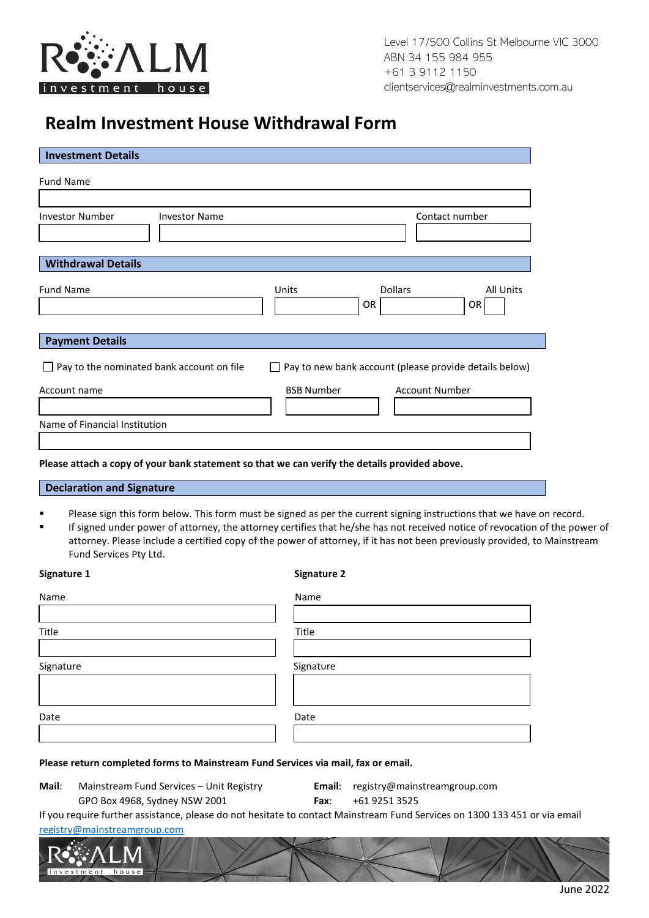Level 17/500 Collins St Melbourne VIC 3000
ABN 34 155 984 955
+61 3 9112 1150
clientservices@realminvestments.com.au

# Realm Investment House Withdrawal Form

## Investment Details

Fund Name

Investor Number | Investor Name | Contact number

## Withdrawal Details

Fund Name | Units OR | Dollars OR | All Units

## Payment Details

☐ Pay to the nominated bank account on file ☐ Pay to new bank account (please provide details below)

Account name | BSB Number | Account Number

Name of Financial Institution

**Please attach a copy of your bank statement so that we can verify the details provided above.**

## Declaration and Signature

- Please sign this form below. This form must be signed as per the current signing instructions that we have on record.
- If signed under power of attorney, the attorney certifies that he/she has not received notice of revocation of the power of attorney. Please include a certified copy of the power of attorney, if it has not been previously provided, to Mainstream Fund Services Pty Ltd.

| **Signature 1** | **Signature 2** |
| --- | --- |
| Name | Name |
| Title | Title |
| Signature | Signature |
| Date | Date |

**Please return completed forms to Mainstream Fund Services via mail, fax or email.**

**Mail**: Mainstream Fund Services – Unit Registry
GPO Box 4968, Sydney NSW 2001

**Email**: registry@mainstreamgroup.com
**Fax**: +61 9251 3525

If you require further assistance, please do not hesitate to contact Mainstream Fund Services on 1300 133 451 or via email registry@mainstreamgroup.com

June 2022